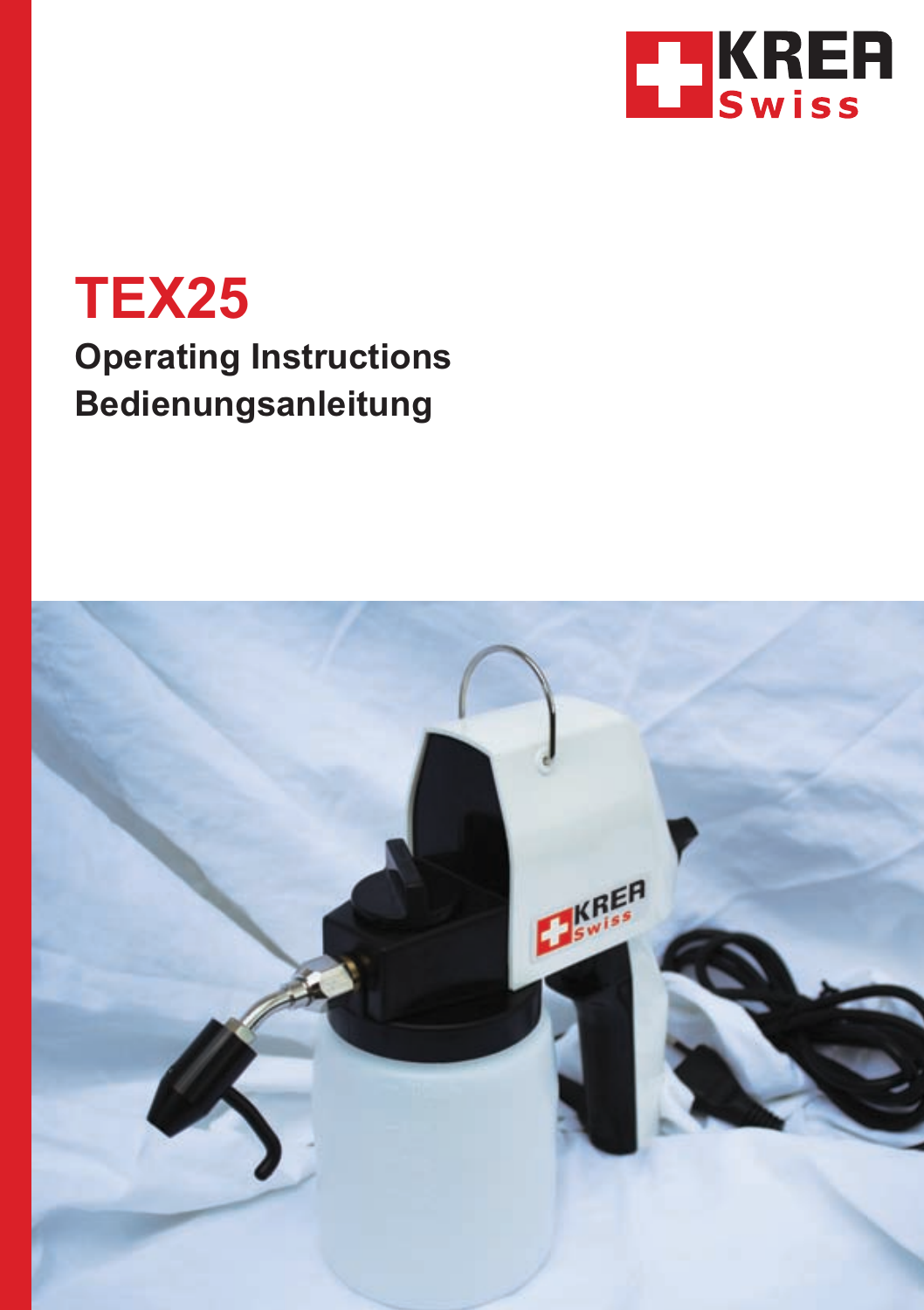KREA Swiss

# TEX25

## Operating Instructions
## Bedienungsanleitung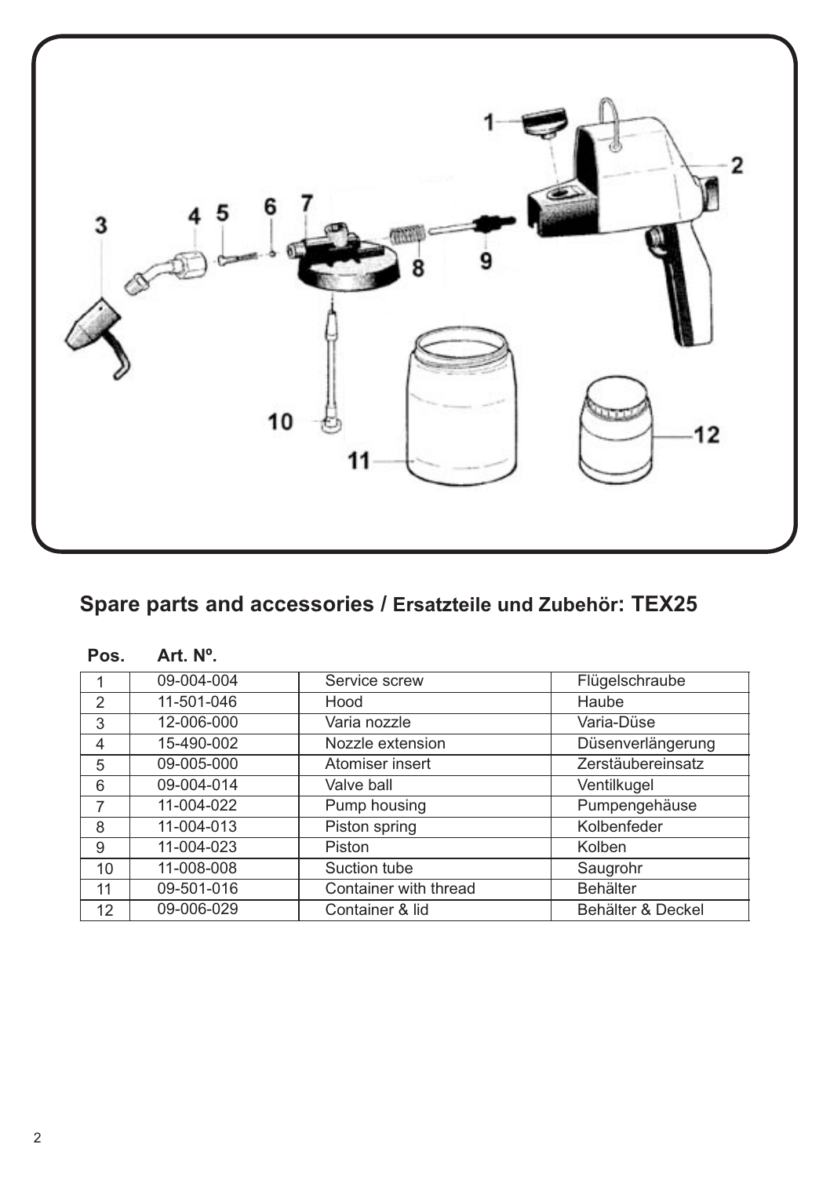## Spare parts and accessories / Ersatzteile und Zubehör: TEX25

| Pos. | Art. Nº. | | |
|---|---|---|---|
| 1 | 09-004-004 | Service screw | Flügelschraube |
| 2 | 11-501-046 | Hood | Haube |
| 3 | 12-006-000 | Varia nozzle | Varia-Düse |
| 4 | 15-490-002 | Nozzle extension | Düsenverlängerung |
| 5 | 09-005-000 | Atomiser insert | Zerstäubereinsatz |
| 6 | 09-004-014 | Valve ball | Ventilkugel |
| 7 | 11-004-022 | Pump housing | Pumpengehäuse |
| 8 | 11-004-013 | Piston spring | Kolbenfeder |
| 9 | 11-004-023 | Piston | Kolben |
| 10 | 11-008-008 | Suction tube | Saugrohr |
| 11 | 09-501-016 | Container with thread | Behälter |
| 12 | 09-006-029 | Container & lid | Behälter & Deckel |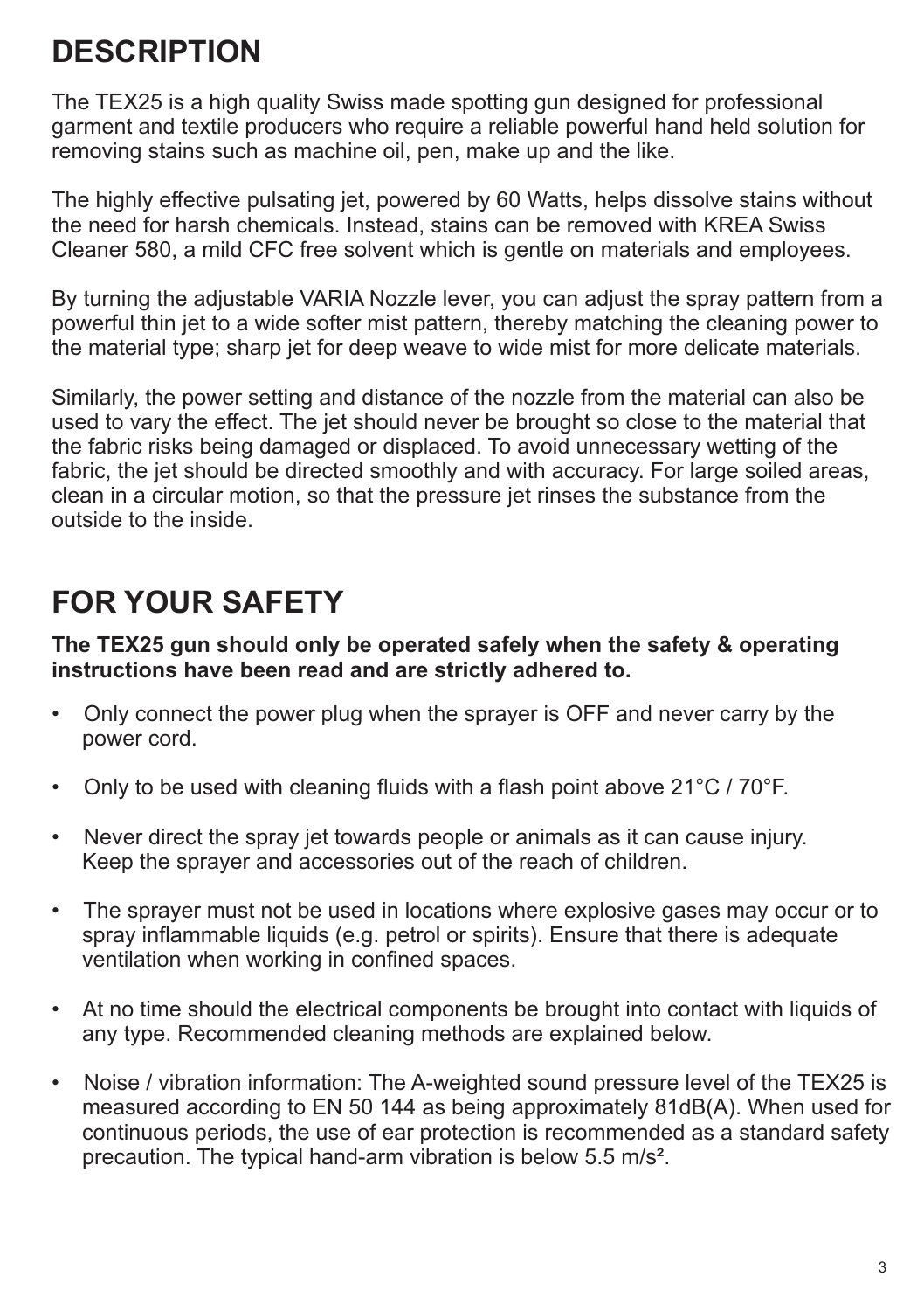# DESCRIPTION

The TEX25 is a high quality Swiss made spotting gun designed for professional garment and textile producers who require a reliable powerful hand held solution for removing stains such as machine oil, pen, make up and the like.

The highly effective pulsating jet, powered by 60 Watts, helps dissolve stains without the need for harsh chemicals. Instead, stains can be removed with KREA Swiss Cleaner 580, a mild CFC free solvent which is gentle on materials and employees.

By turning the adjustable VARIA Nozzle lever, you can adjust the spray pattern from a powerful thin jet to a wide softer mist pattern, thereby matching the cleaning power to the material type; sharp jet for deep weave to wide mist for more delicate materials.

Similarly, the power setting and distance of the nozzle from the material can also be used to vary the effect. The jet should never be brought so close to the material that the fabric risks being damaged or displaced. To avoid unnecessary wetting of the fabric, the jet should be directed smoothly and with accuracy. For large soiled areas, clean in a circular motion, so that the pressure jet rinses the substance from the outside to the inside.

# FOR YOUR SAFETY

**The TEX25 gun should only be operated safely when the safety & operating instructions have been read and are strictly adhered to.**

- Only connect the power plug when the sprayer is OFF and never carry by the power cord.
- Only to be used with cleaning fluids with a flash point above 21°C / 70°F.
- Never direct the spray jet towards people or animals as it can cause injury. Keep the sprayer and accessories out of the reach of children.
- The sprayer must not be used in locations where explosive gases may occur or to spray inflammable liquids (e.g. petrol or spirits). Ensure that there is adequate ventilation when working in confined spaces.
- At no time should the electrical components be brought into contact with liquids of any type. Recommended cleaning methods are explained below.
- Noise / vibration information: The A-weighted sound pressure level of the TEX25 is measured according to EN 50 144 as being approximately 81dB(A). When used for continuous periods, the use of ear protection is recommended as a standard safety precaution. The typical hand-arm vibration is below 5.5 $m/s^2$.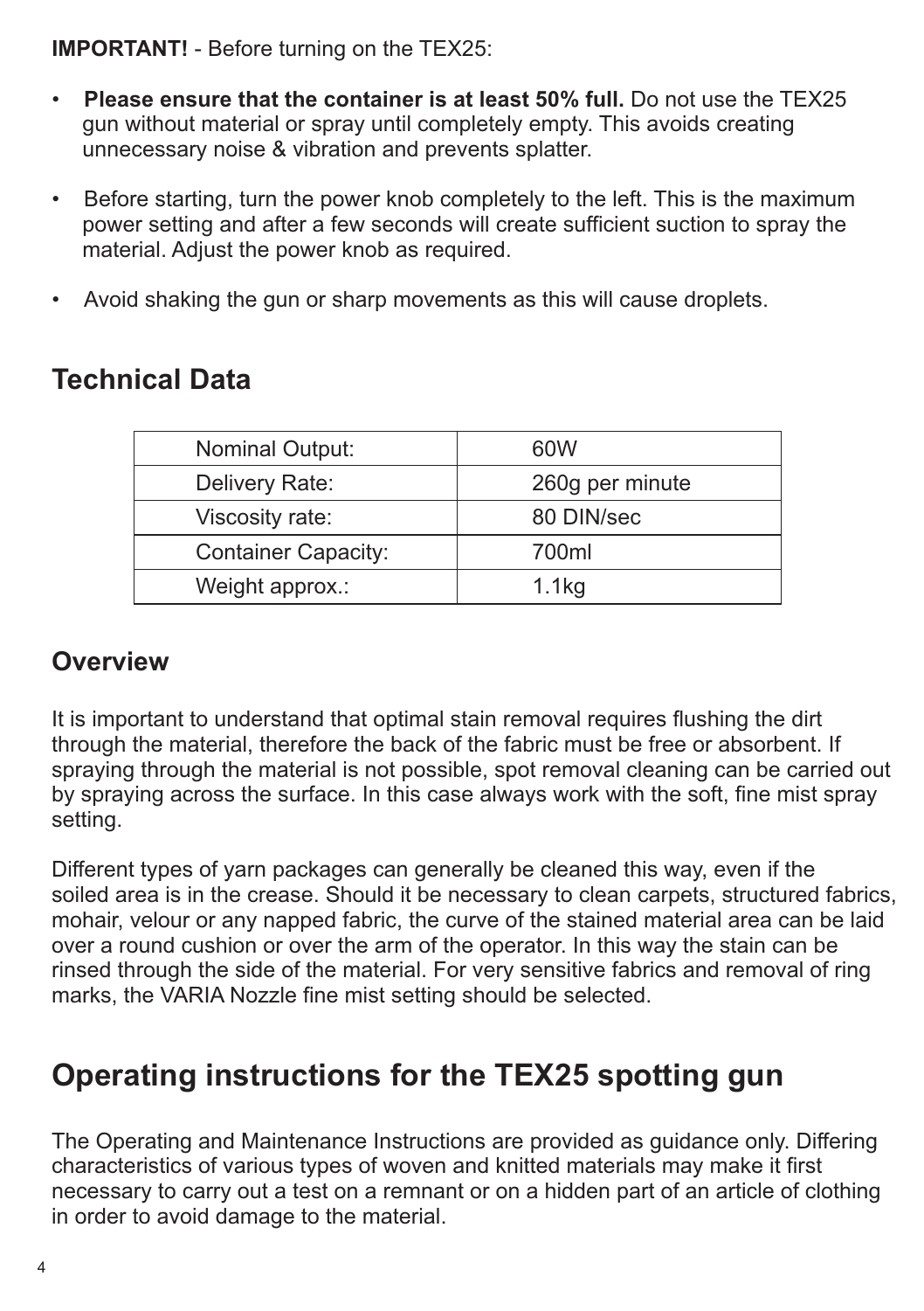**IMPORTANT!** - Before turning on the TEX25:

- **Please ensure that the container is at least 50% full.** Do not use the TEX25 gun without material or spray until completely empty. This avoids creating unnecessary noise & vibration and prevents splatter.
- Before starting, turn the power knob completely to the left. This is the maximum power setting and after a few seconds will create sufficient suction to spray the material. Adjust the power knob as required.
- Avoid shaking the gun or sharp movements as this will cause droplets.

## Technical Data

| Nominal Output: | 60W |
|---|---|
| Delivery Rate: | 260g per minute |
| Viscosity rate: | 80 DIN/sec |
| Container Capacity: | 700ml |
| Weight approx.: | 1.1kg |

### Overview

It is important to understand that optimal stain removal requires flushing the dirt through the material, therefore the back of the fabric must be free or absorbent. If spraying through the material is not possible, spot removal cleaning can be carried out by spraying across the surface. In this case always work with the soft, fine mist spray setting.

Different types of yarn packages can generally be cleaned this way, even if the soiled area is in the crease. Should it be necessary to clean carpets, structured fabrics, mohair, velour or any napped fabric, the curve of the stained material area can be laid over a round cushion or over the arm of the operator. In this way the stain can be rinsed through the side of the material. For very sensitive fabrics and removal of ring marks, the VARIA Nozzle fine mist setting should be selected.

## Operating instructions for the TEX25 spotting gun

The Operating and Maintenance Instructions are provided as guidance only. Differing characteristics of various types of woven and knitted materials may make it first necessary to carry out a test on a remnant or on a hidden part of an article of clothing in order to avoid damage to the material.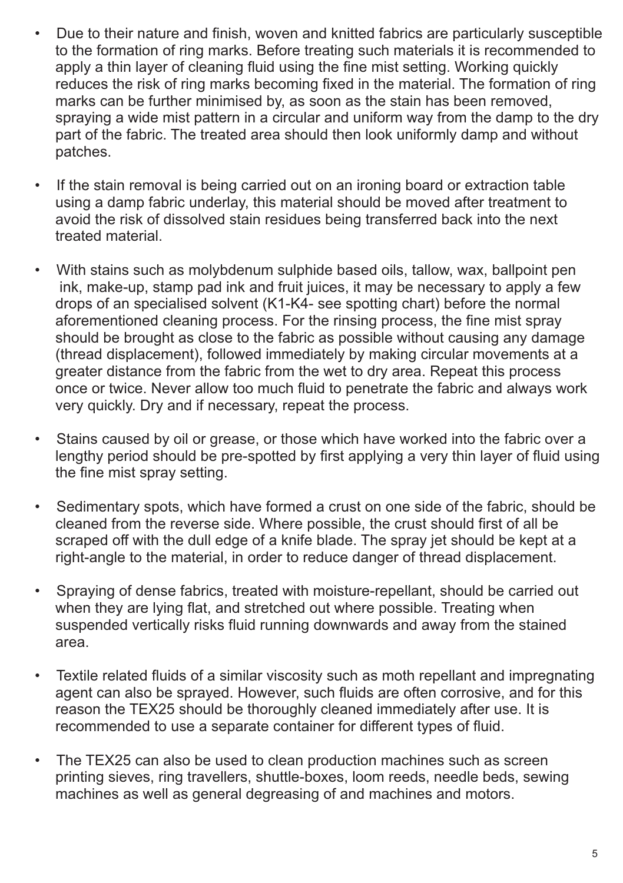- Due to their nature and finish, woven and knitted fabrics are particularly susceptible to the formation of ring marks. Before treating such materials it is recommended to apply a thin layer of cleaning fluid using the fine mist setting. Working quickly reduces the risk of ring marks becoming fixed in the material. The formation of ring marks can be further minimised by, as soon as the stain has been removed, spraying a wide mist pattern in a circular and uniform way from the damp to the dry part of the fabric. The treated area should then look uniformly damp and without patches.

- If the stain removal is being carried out on an ironing board or extraction table using a damp fabric underlay, this material should be moved after treatment to avoid the risk of dissolved stain residues being transferred back into the next treated material.

- With stains such as molybdenum sulphide based oils, tallow, wax, ballpoint pen ink, make-up, stamp pad ink and fruit juices, it may be necessary to apply a few drops of an specialised solvent (K1-K4- see spotting chart) before the normal aforementioned cleaning process. For the rinsing process, the fine mist spray should be brought as close to the fabric as possible without causing any damage (thread displacement), followed immediately by making circular movements at a greater distance from the fabric from the wet to dry area. Repeat this process once or twice. Never allow too much fluid to penetrate the fabric and always work very quickly. Dry and if necessary, repeat the process.

- Stains caused by oil or grease, or those which have worked into the fabric over a lengthy period should be pre-spotted by first applying a very thin layer of fluid using the fine mist spray setting.

- Sedimentary spots, which have formed a crust on one side of the fabric, should be cleaned from the reverse side. Where possible, the crust should first of all be scraped off with the dull edge of a knife blade. The spray jet should be kept at a right-angle to the material, in order to reduce danger of thread displacement.

- Spraying of dense fabrics, treated with moisture-repellant, should be carried out when they are lying flat, and stretched out where possible. Treating when suspended vertically risks fluid running downwards and away from the stained area.

- Textile related fluids of a similar viscosity such as moth repellant and impregnating agent can also be sprayed. However, such fluids are often corrosive, and for this reason the TEX25 should be thoroughly cleaned immediately after use. It is recommended to use a separate container for different types of fluid.

- The TEX25 can also be used to clean production machines such as screen printing sieves, ring travellers, shuttle-boxes, loom reeds, needle beds, sewing machines as well as general degreasing of and machines and motors.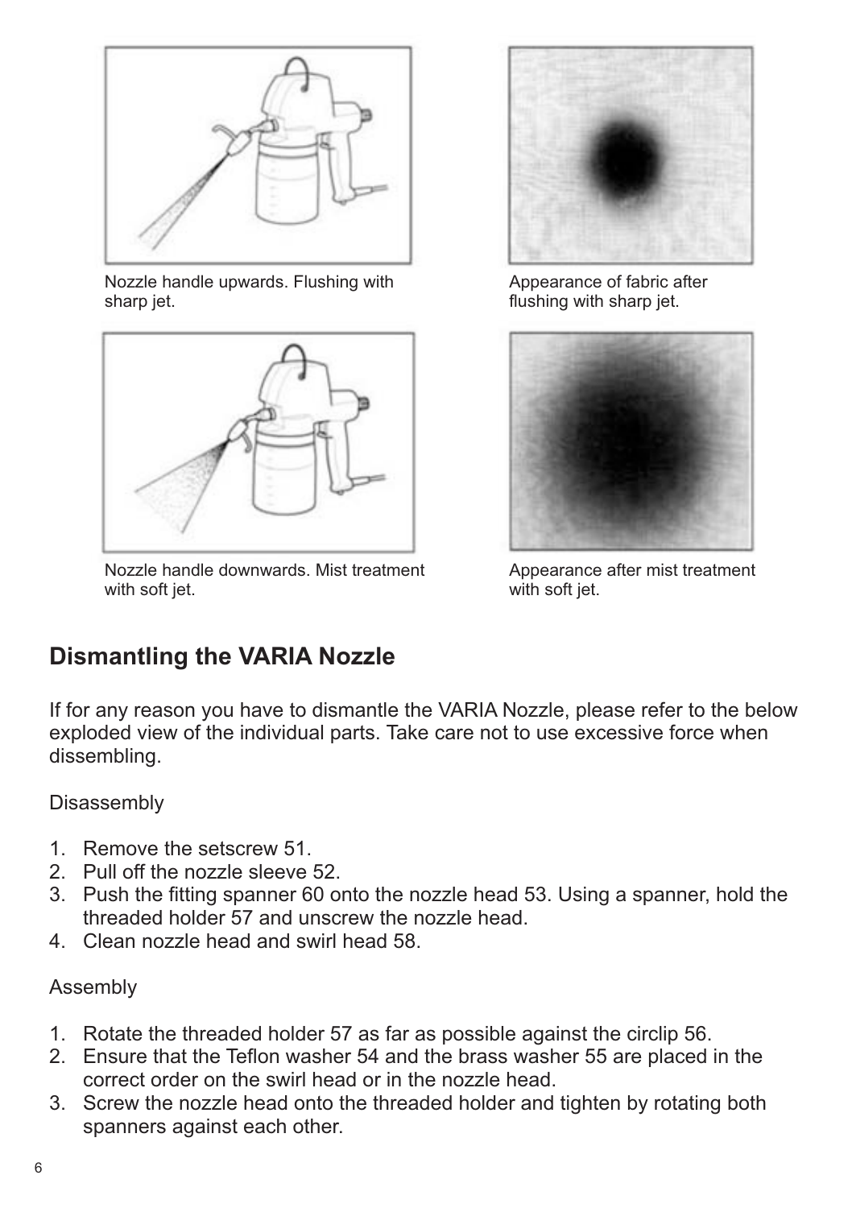Nozzle handle upwards. Flushing with sharp jet.

Appearance of fabric after flushing with sharp jet.

Nozzle handle downwards. Mist treatment with soft jet.

Appearance after mist treatment with soft jet.

## Dismantling the VARIA Nozzle

If for any reason you have to dismantle the VARIA Nozzle, please refer to the below exploded view of the individual parts. Take care not to use excessive force when dissembling.

Disassembly

1. Remove the setscrew 51.
2. Pull off the nozzle sleeve 52.
3. Push the fitting spanner 60 onto the nozzle head 53. Using a spanner, hold the threaded holder 57 and unscrew the nozzle head.
4. Clean nozzle head and swirl head 58.

Assembly

1. Rotate the threaded holder 57 as far as possible against the circlip 56.
2. Ensure that the Teflon washer 54 and the brass washer 55 are placed in the correct order on the swirl head or in the nozzle head.
3. Screw the nozzle head onto the threaded holder and tighten by rotating both spanners against each other.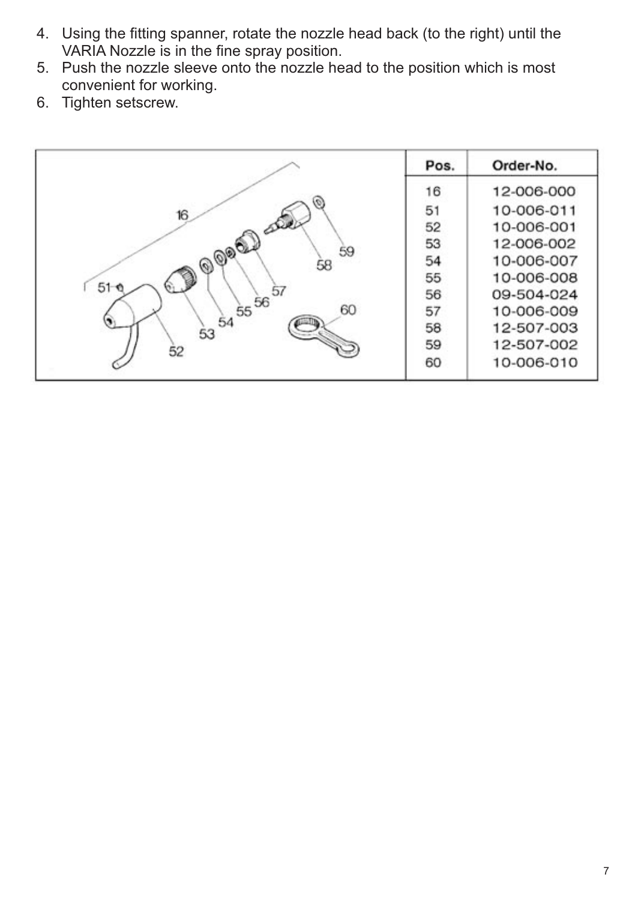4. Using the fitting spanner, rotate the nozzle head back (to the right) until the VARIA Nozzle is in the fine spray position.
5. Push the nozzle sleeve onto the nozzle head to the position which is most convenient for working.
6. Tighten setscrew.

| Pos. | Order-No. |
|---|---|
| 16 | 12-006-000 |
| 51 | 10-006-011 |
| 52 | 10-006-001 |
| 53 | 12-006-002 |
| 54 | 10-006-007 |
| 55 | 10-006-008 |
| 56 | 09-504-024 |
| 57 | 10-006-009 |
| 58 | 12-507-003 |
| 59 | 12-507-002 |
| 60 | 10-006-010 |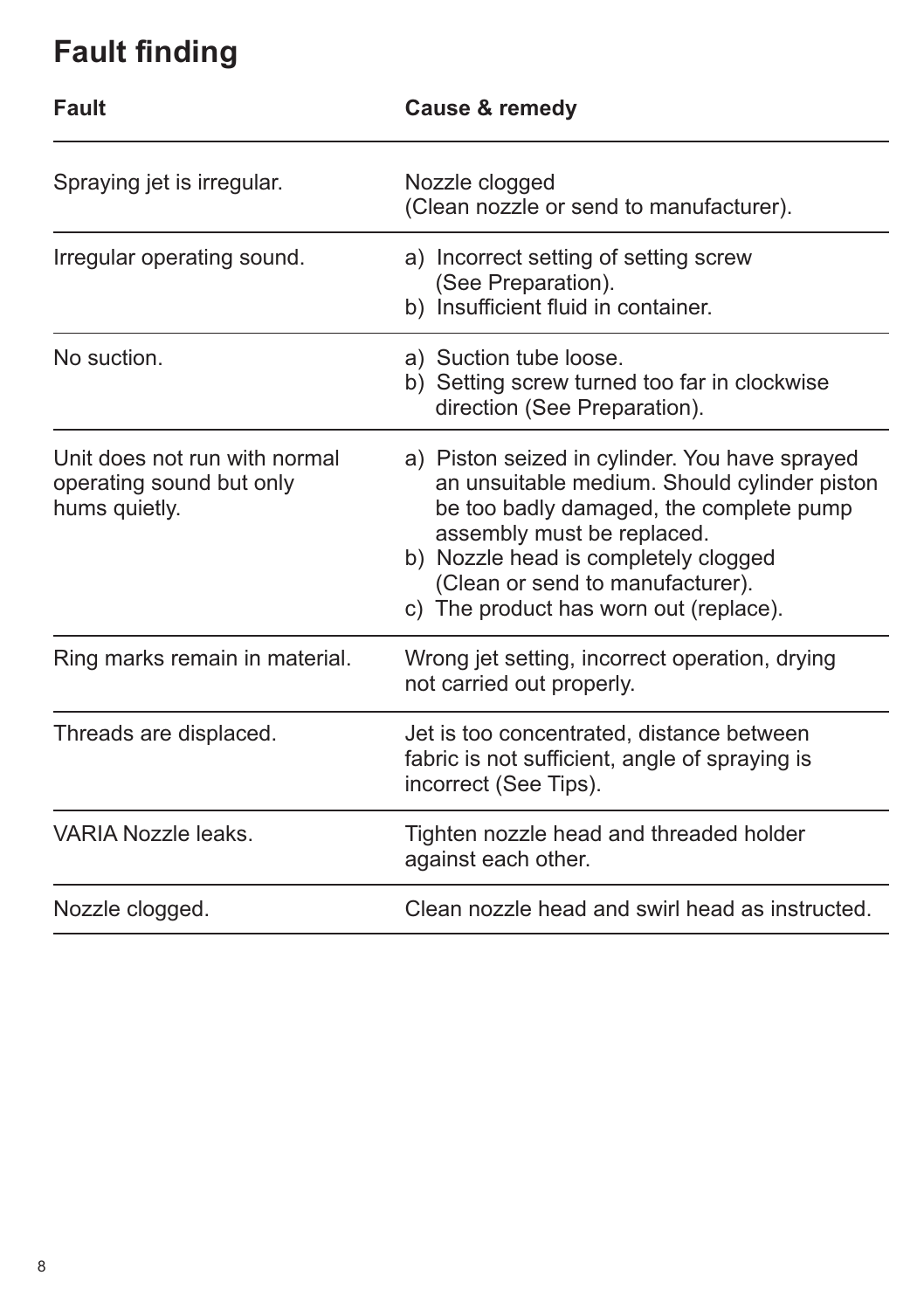# Fault finding

| Fault | Cause & remedy |
|---|---|
| Spraying jet is irregular. | Nozzle clogged<br>(Clean nozzle or send to manufacturer). |
| Irregular operating sound. | a) Incorrect setting of setting screw (See Preparation).<br>b) Insufficient fluid in container. |
| No suction. | a) Suction tube loose.<br>b) Setting screw turned too far in clockwise direction (See Preparation). |
| Unit does not run with normal operating sound but only hums quietly. | a) Piston seized in cylinder. You have sprayed an unsuitable medium. Should cylinder piston be too badly damaged, the complete pump assembly must be replaced.<br>b) Nozzle head is completely clogged (Clean or send to manufacturer).<br>c) The product has worn out (replace). |
| Ring marks remain in material. | Wrong jet setting, incorrect operation, drying not carried out properly. |
| Threads are displaced. | Jet is too concentrated, distance between fabric is not sufficient, angle of spraying is incorrect (See Tips). |
| VARIA Nozzle leaks. | Tighten nozzle head and threaded holder against each other. |
| Nozzle clogged. | Clean nozzle head and swirl head as instructed. |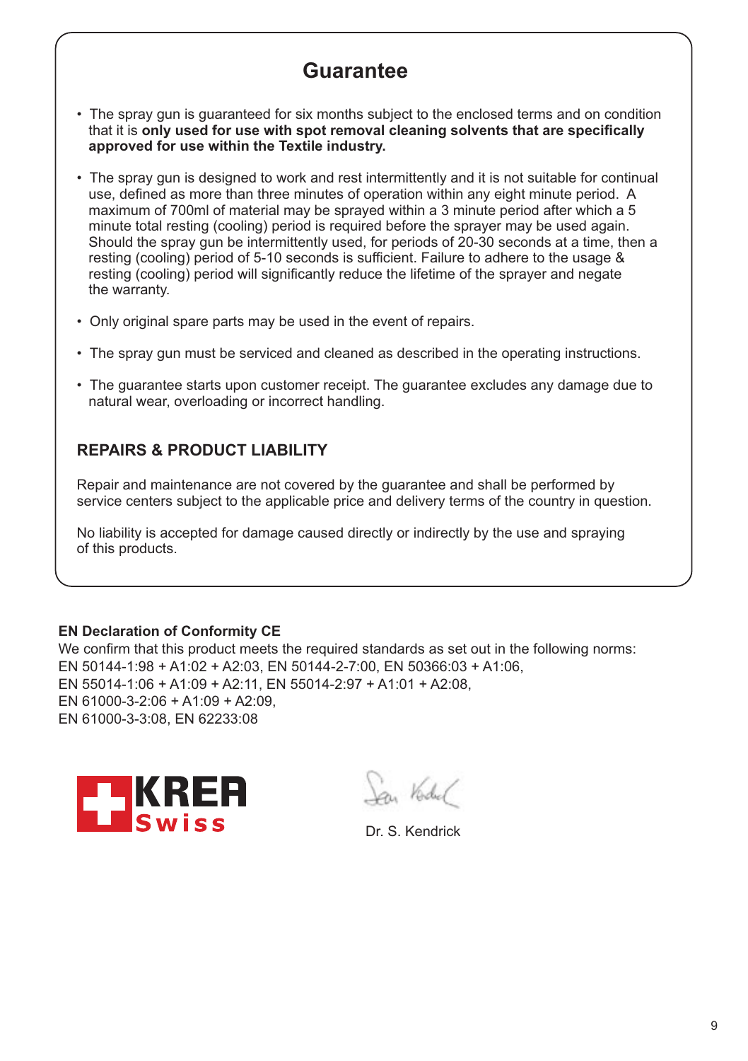# Guarantee

- The spray gun is guaranteed for six months subject to the enclosed terms and on condition that it is **only used for use with spot removal cleaning solvents that are specifically approved for use within the Textile industry.**
- The spray gun is designed to work and rest intermittently and it is not suitable for continual use, defined as more than three minutes of operation within any eight minute period. A maximum of 700ml of material may be sprayed within a 3 minute period after which a 5 minute total resting (cooling) period is required before the sprayer may be used again. Should the spray gun be intermittently used, for periods of 20-30 seconds at a time, then a resting (cooling) period of 5-10 seconds is sufficient. Failure to adhere to the usage & resting (cooling) period will significantly reduce the lifetime of the sprayer and negate the warranty.
- Only original spare parts may be used in the event of repairs.
- The spray gun must be serviced and cleaned as described in the operating instructions.
- The guarantee starts upon customer receipt. The guarantee excludes any damage due to natural wear, overloading or incorrect handling.

## REPAIRS & PRODUCT LIABILITY

Repair and maintenance are not covered by the guarantee and shall be performed by service centers subject to the applicable price and delivery terms of the country in question.

No liability is accepted for damage caused directly or indirectly by the use and spraying of this products.

**EN Declaration of Conformity CE**

We confirm that this product meets the required standards as set out in the following norms:
EN 50144-1:98 + A1:02 + A2:03, EN 50144-2-7:00, EN 50366:03 + A1:06,
EN 55014-1:06 + A1:09 + A2:11, EN 55014-2:97 + A1:01 + A2:08,
EN 61000-3-2:06 + A1:09 + A2:09,
EN 61000-3-3:08, EN 62233:08

KREA Swiss

Dr. S. Kendrick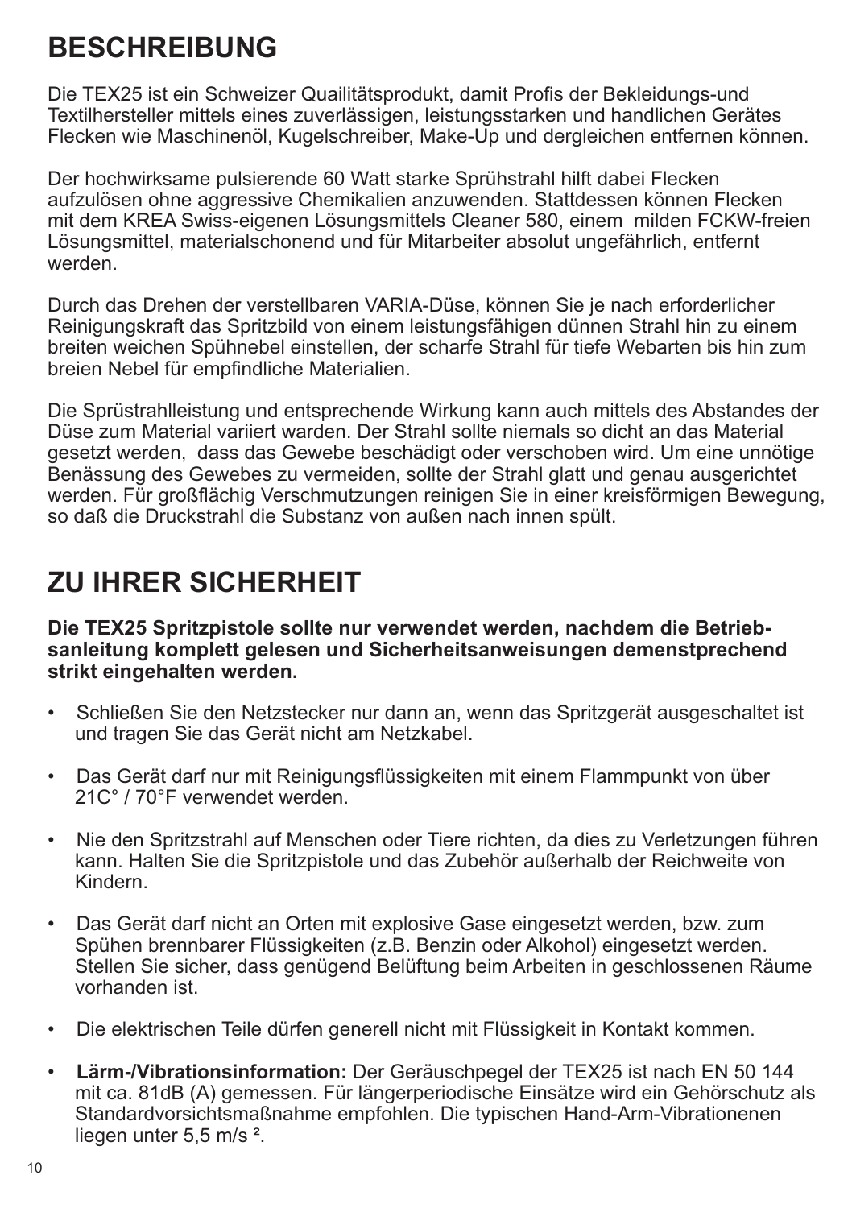## BESCHREIBUNG

Die TEX25 ist ein Schweizer Quailitätsprodukt, damit Profis der Bekleidungs-und Textilhersteller mittels eines zuverlässigen, leistungsstarken und handlichen Gerätes Flecken wie Maschinenöl, Kugelschreiber, Make-Up und dergleichen entfernen können.

Der hochwirksame pulsierende 60 Watt starke Sprühstrahl hilft dabei Flecken aufzulösen ohne aggressive Chemikalien anzuwenden. Stattdessen können Flecken mit dem KREA Swiss-eigenen Lösungsmittels Cleaner 580, einem milden FCKW-freien Lösungsmittel, materialschonend und für Mitarbeiter absolut ungefährlich, entfernt werden.

Durch das Drehen der verstellbaren VARIA-Düse, können Sie je nach erforderlicher Reinigungskraft das Spritzbild von einem leistungsfähigen dünnen Strahl hin zu einem breiten weichen Spühnebel einstellen, der scharfe Strahl für tiefe Webarten bis hin zum breien Nebel für empfindliche Materialien.

Die Sprüstrahlleistung und entsprechende Wirkung kann auch mittels des Abstandes der Düse zum Material variiert warden. Der Strahl sollte niemals so dicht an das Material gesetzt werden, dass das Gewebe beschädigt oder verschoben wird. Um eine unnötige Benässung des Gewebes zu vermeiden, sollte der Strahl glatt und genau ausgerichtet werden. Für großflächig Verschmutzungen reinigen Sie in einer kreisförmigen Bewegung, so daß die Druckstrahl die Substanz von außen nach innen spült.

## ZU IHRER SICHERHEIT

**Die TEX25 Spritzpistole sollte nur verwendet werden, nachdem die Betrieb-sanleitung komplett gelesen und Sicherheitsanweisungen demenstprechend strikt eingehalten werden.**

- Schließen Sie den Netzstecker nur dann an, wenn das Spritzgerät ausgeschaltet ist und tragen Sie das Gerät nicht am Netzkabel.
- Das Gerät darf nur mit Reinigungsflüssigkeiten mit einem Flammpunkt von über 21C° / 70°F verwendet werden.
- Nie den Spritzstrahl auf Menschen oder Tiere richten, da dies zu Verletzungen führen kann. Halten Sie die Spritzpistole und das Zubehör außerhalb der Reichweite von Kindern.
- Das Gerät darf nicht an Orten mit explosive Gase eingesetzt werden, bzw. zum Spühen brennbarer Flüssigkeiten (z.B. Benzin oder Alkohol) eingesetzt werden. Stellen Sie sicher, dass genügend Belüftung beim Arbeiten in geschlossenen Räume vorhanden ist.
- Die elektrischen Teile dürfen generell nicht mit Flüssigkeit in Kontakt kommen.
- **Lärm-/Vibrationsinformation:** Der Geräuschpegel der TEX25 ist nach EN 50 144 mit ca. 81dB (A) gemessen. Für längerperiodische Einsätze wird ein Gehörschutz als Standardvorsichtsmaßnahme empfohlen. Die typischen Hand-Arm-Vibrationenen liegen unter 5,5 m/s ².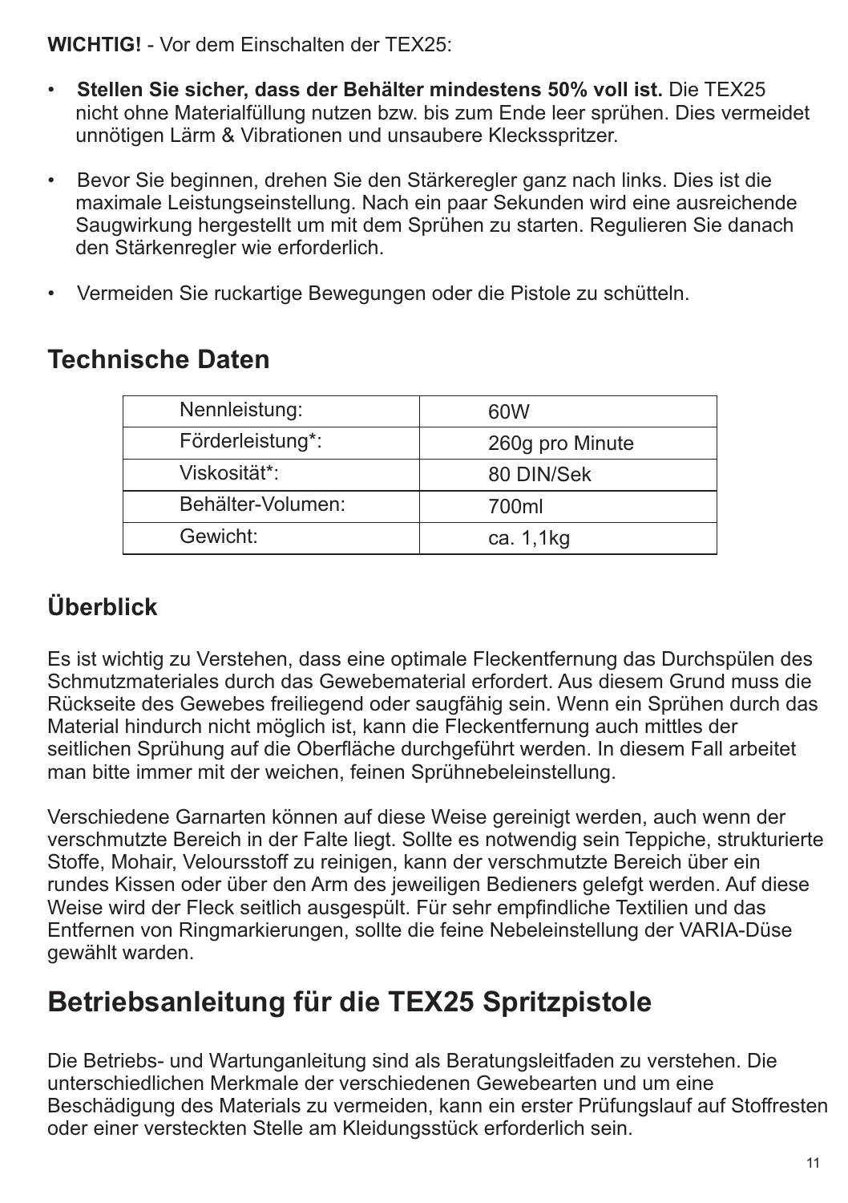**WICHTIG!** - Vor dem Einschalten der TEX25:

- **Stellen Sie sicher, dass der Behälter mindestens 50% voll ist.** Die TEX25 nicht ohne Materialfüllung nutzen bzw. bis zum Ende leer sprühen. Dies vermeidet unnötigen Lärm & Vibrationen und unsaubere Klecksspritzer.

- Bevor Sie beginnen, drehen Sie den Stärkeregler ganz nach links. Dies ist die maximale Leistungseinstellung. Nach ein paar Sekunden wird eine ausreichende Saugwirkung hergestellt um mit dem Sprühen zu starten. Regulieren Sie danach den Stärkenregler wie erforderlich.

- Vermeiden Sie ruckartige Bewegungen oder die Pistole zu schütteln.

## Technische Daten

| | |
|---|---|
| Nennleistung: | 60W |
| Förderleistung*: | 260g pro Minute |
| Viskosität*: | 80 DIN/Sek |
| Behälter-Volumen: | 700ml |
| Gewicht: | ca. 1,1kg |

## Überblick

Es ist wichtig zu Verstehen, dass eine optimale Fleckentfernung das Durchspülen des Schmutzmateriales durch das Gewebematerial erfordert. Aus diesem Grund muss die Rückseite des Gewebes freiliegend oder saugfähig sein. Wenn ein Sprühen durch das Material hindurch nicht möglich ist, kann die Fleckentfernung auch mittles der seitlichen Sprühung auf die Oberfläche durchgeführt werden. In diesem Fall arbeitet man bitte immer mit der weichen, feinen Sprühnebeleinstellung.

Verschiedene Garnarten können auf diese Weise gereinigt werden, auch wenn der verschmutzte Bereich in der Falte liegt. Sollte es notwendig sein Teppiche, strukturierte Stoffe, Mohair, Veloursstoff zu reinigen, kann der verschmutzte Bereich über ein rundes Kissen oder über den Arm des jeweiligen Bedieners gelefgt werden. Auf diese Weise wird der Fleck seitlich ausgespült. Für sehr empfindliche Textilien und das Entfernen von Ringmarkierungen, sollte die feine Nebeleinstellung der VARIA-Düse gewählt warden.

# Betriebsanleitung für die TEX25 Spritzpistole

Die Betriebs- und Wartunganleitung sind als Beratungsleitfaden zu verstehen. Die unterschiedlichen Merkmale der verschiedenen Gewebearten und um eine Beschädigung des Materials zu vermeiden, kann ein erster Prüfungslauf auf Stoffresten oder einer versteckten Stelle am Kleidungsstück erforderlich sein.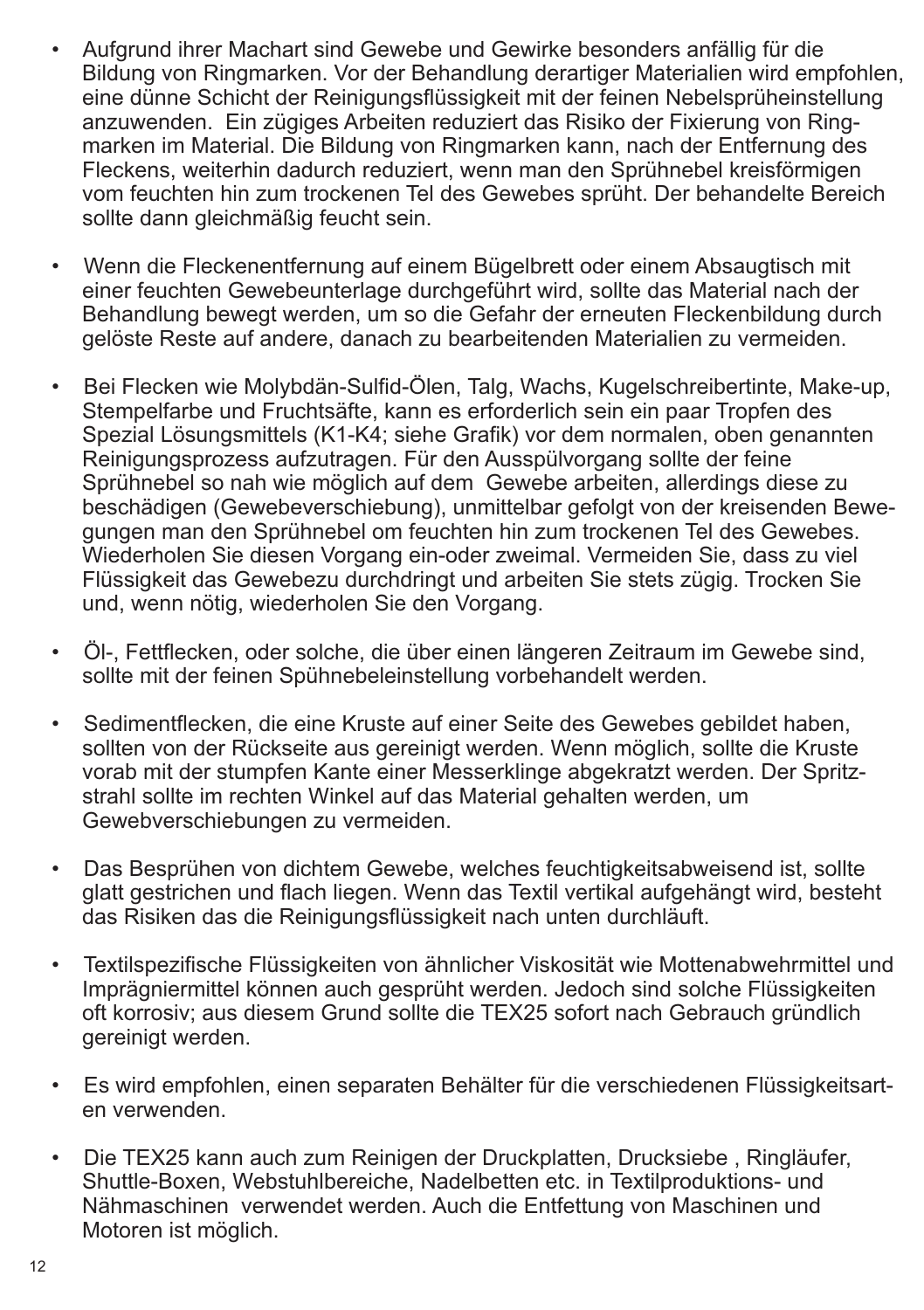- Aufgrund ihrer Machart sind Gewebe und Gewirke besonders anfällig für die Bildung von Ringmarken. Vor der Behandlung derartiger Materialien wird empfohlen, eine dünne Schicht der Reinigungsflüssigkeit mit der feinen Nebelsprüheinstellung anzuwenden. Ein zügiges Arbeiten reduziert das Risiko der Fixierung von Ringmarken im Material. Die Bildung von Ringmarken kann, nach der Entfernung des Fleckens, weiterhin dadurch reduziert, wenn man den Sprühnebel kreisförmigen vom feuchten hin zum trockenen Tel des Gewebes sprüht. Der behandelte Bereich sollte dann gleichmäßig feucht sein.

- Wenn die Fleckenentfernung auf einem Bügelbrett oder einem Absaugtisch mit einer feuchten Gewebeunterlage durchgeführt wird, sollte das Material nach der Behandlung bewegt werden, um so die Gefahr der erneuten Fleckenbildung durch gelöste Reste auf andere, danach zu bearbeitenden Materialien zu vermeiden.

- Bei Flecken wie Molybdän-Sulfid-Ölen, Talg, Wachs, Kugelschreibertinte, Make-up, Stempelfarbe und Fruchtsäfte, kann es erforderlich sein ein paar Tropfen des Spezial Lösungsmittels (K1-K4; siehe Grafik) vor dem normalen, oben genannten Reinigungsprozess aufzutragen. Für den Ausspülvorgang sollte der feine Sprühnebel so nah wie möglich auf dem Gewebe arbeiten, allerdings diese zu beschädigen (Gewebeverschiebung), unmittelbar gefolgt von der kreisenden Bewegungen man den Sprühnebel om feuchten hin zum trockenen Tel des Gewebes. Wiederholen Sie diesen Vorgang ein-oder zweimal. Vermeiden Sie, dass zu viel Flüssigkeit das Gewebezu durchdringt und arbeiten Sie stets zügig. Trocken Sie und, wenn nötig, wiederholen Sie den Vorgang.

- Öl-, Fettflecken, oder solche, die über einen längeren Zeitraum im Gewebe sind, sollte mit der feinen Spühnebeleinstellung vorbehandelt werden.

- Sedimentflecken, die eine Kruste auf einer Seite des Gewebes gebildet haben, sollten von der Rückseite aus gereinigt werden. Wenn möglich, sollte die Kruste vorab mit der stumpfen Kante einer Messerklinge abgekratzt werden. Der Spritzstrahl sollte im rechten Winkel auf das Material gehalten werden, um Gewebverschiebungen zu vermeiden.

- Das Besprühen von dichtem Gewebe, welches feuchtigkeitsabweisend ist, sollte glatt gestrichen und flach liegen. Wenn das Textil vertikal aufgehängt wird, besteht das Risiken das die Reinigungsflüssigkeit nach unten durchläuft.

- Textilspezifische Flüssigkeiten von ähnlicher Viskosität wie Mottenabwehrmittel und Imprägniermittel können auch gesprüht werden. Jedoch sind solche Flüssigkeiten oft korrosiv; aus diesem Grund sollte die TEX25 sofort nach Gebrauch gründlich gereinigt werden.

- Es wird empfohlen, einen separaten Behälter für die verschiedenen Flüssigkeitsarten verwenden.

- Die TEX25 kann auch zum Reinigen der Druckplatten, Drucksiebe , Ringläufer, Shuttle-Boxen, Webstuhlbereiche, Nadelbetten etc. in Textilproduktions- und Nähmaschinen verwendet werden. Auch die Entfettung von Maschinen und Motoren ist möglich.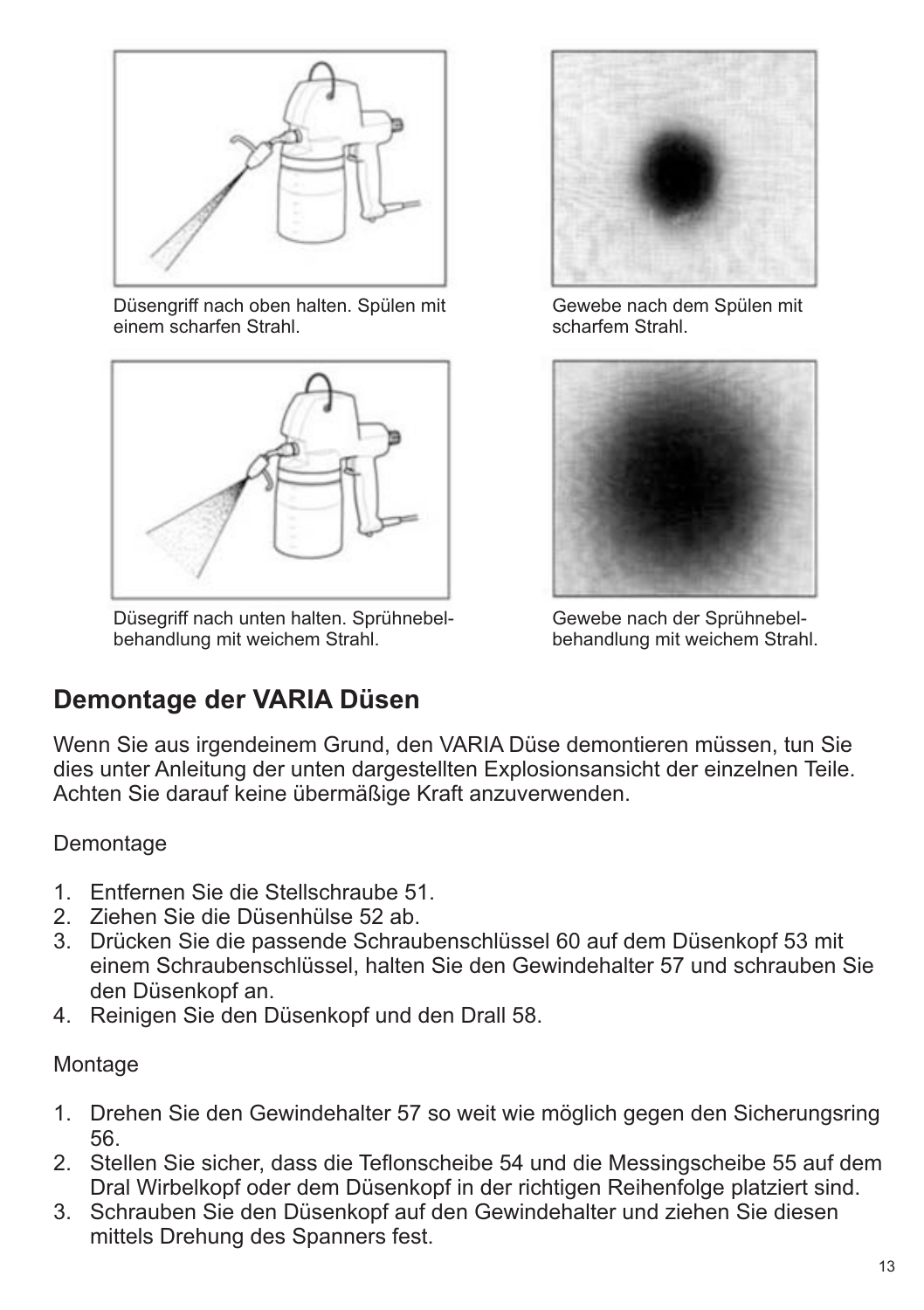Düsengriff nach oben halten. Spülen mit einem scharfen Strahl.

Gewebe nach dem Spülen mit scharfem Strahl.

Düsegriff nach unten halten. Sprühnebelbehandlung mit weichem Strahl.

Gewebe nach der Sprühnebelbehandlung mit weichem Strahl.

## Demontage der VARIA Düsen

Wenn Sie aus irgendeinem Grund, den VARIA Düse demontieren müssen, tun Sie dies unter Anleitung der unten dargestellten Explosionsansicht der einzelnen Teile. Achten Sie darauf keine übermäßige Kraft anzuverwenden.

Demontage

1. Entfernen Sie die Stellschraube 51.
2. Ziehen Sie die Düsenhülse 52 ab.
3. Drücken Sie die passende Schraubenschlüssel 60 auf dem Düsenkopf 53 mit einem Schraubenschlüssel, halten Sie den Gewindehalter 57 und schrauben Sie den Düsenkopf an.
4. Reinigen Sie den Düsenkopf und den Drall 58.

Montage

1. Drehen Sie den Gewindehalter 57 so weit wie möglich gegen den Sicherungsring 56.
2. Stellen Sie sicher, dass die Teflonscheibe 54 und die Messingscheibe 55 auf dem Dral Wirbelkopf oder dem Düsenkopf in der richtigen Reihenfolge platziert sind.
3. Schrauben Sie den Düsenkopf auf den Gewindehalter und ziehen Sie diesen mittels Drehung des Spanners fest.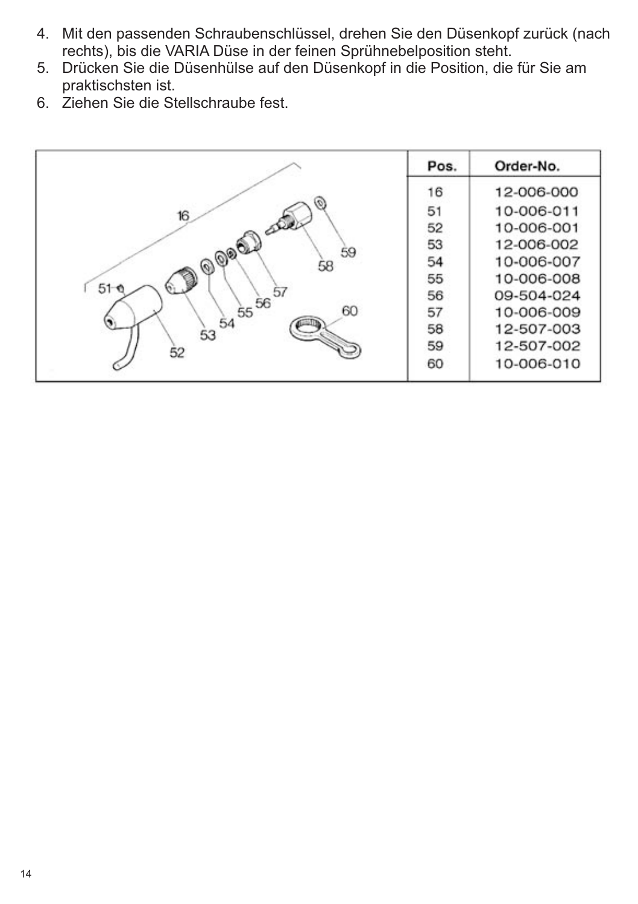4. Mit den passenden Schraubenschlüssel, drehen Sie den Düsenkopf zurück (nach rechts), bis die VARIA Düse in der feinen Sprühnebelposition steht.
5. Drücken Sie die Düsenhülse auf den Düsenkopf in die Position, die für Sie am praktischsten ist.
6. Ziehen Sie die Stellschraube fest.

| Pos. | Order-No. |
|---|---|
| 16 | 12-006-000 |
| 51 | 10-006-011 |
| 52 | 10-006-001 |
| 53 | 12-006-002 |
| 54 | 10-006-007 |
| 55 | 10-006-008 |
| 56 | 09-504-024 |
| 57 | 10-006-009 |
| 58 | 12-507-003 |
| 59 | 12-507-002 |
| 60 | 10-006-010 |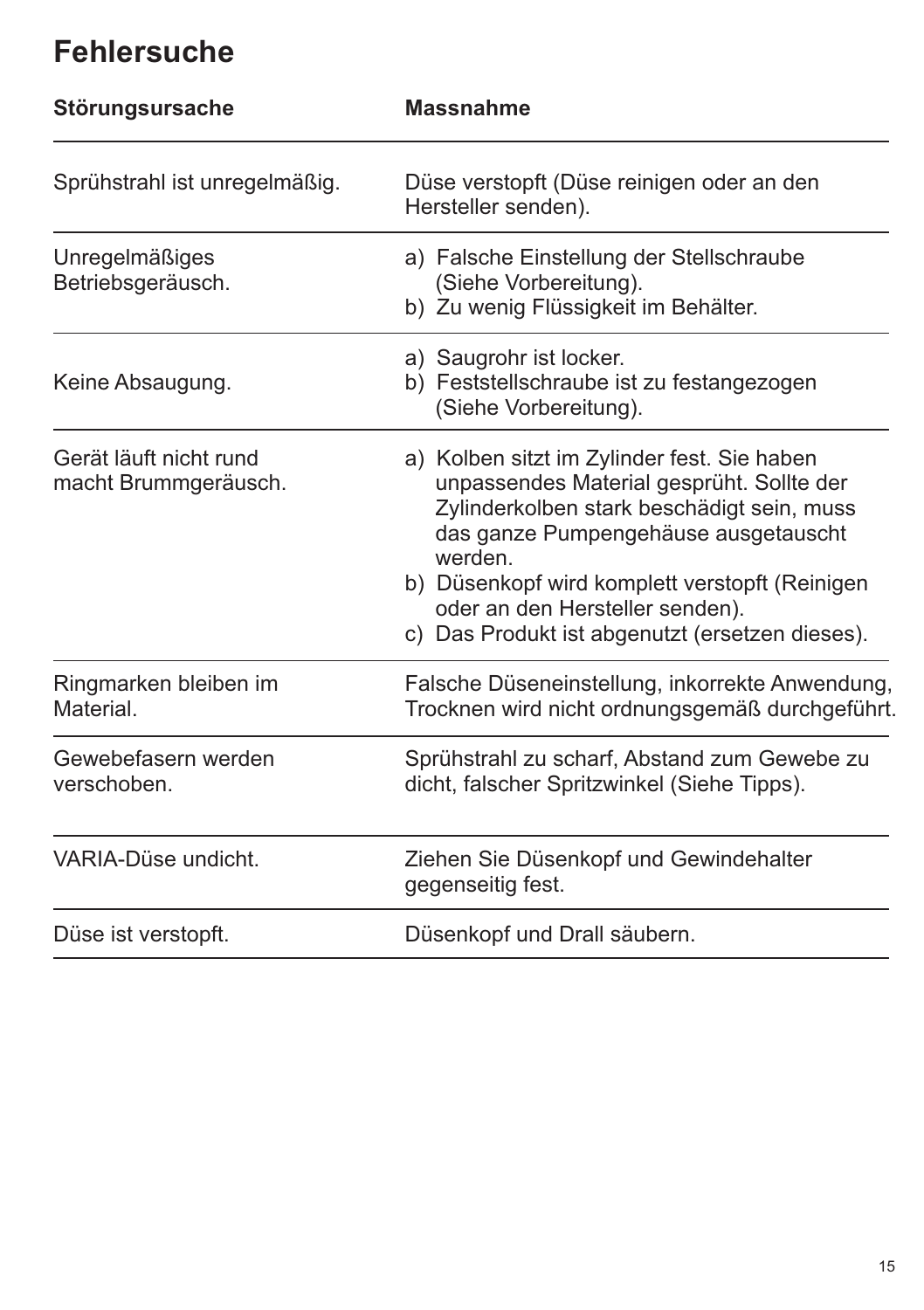# Fehlersuche

| Störungsursache | Massnahme |
|---|---|
| Sprühstrahl ist unregelmäßig. | Düse verstopft (Düse reinigen oder an den Hersteller senden). |
| Unregelmäßiges Betriebsgeräusch. | a) Falsche Einstellung der Stellschraube (Siehe Vorbereitung).<br>b) Zu wenig Flüssigkeit im Behälter. |
| Keine Absaugung. | a) Saugrohr ist locker.<br>b) Feststellschraube ist zu festangezogen (Siehe Vorbereitung). |
| Gerät läuft nicht rund macht Brummgeräusch. | a) Kolben sitzt im Zylinder fest. Sie haben unpassendes Material gesprüht. Sollte der Zylinderkolben stark beschädigt sein, muss das ganze Pumpengehäuse ausgetauscht werden.<br>b) Düsenkopf wird komplett verstopft (Reinigen oder an den Hersteller senden).<br>c) Das Produkt ist abgenutzt (ersetzen dieses). |
| Ringmarken bleiben im Material. | Falsche Düseneinstellung, inkorrekte Anwendung, Trocknen wird nicht ordnungsgemäß durchgeführt. |
| Gewebefasern werden verschoben. | Sprühstrahl zu scharf, Abstand zum Gewebe zu dicht, falscher Spritzwinkel (Siehe Tipps). |
| VARIA-Düse undicht. | Ziehen Sie Düsenkopf und Gewindehalter gegenseitig fest. |
| Düse ist verstopft. | Düsenkopf und Drall säubern. |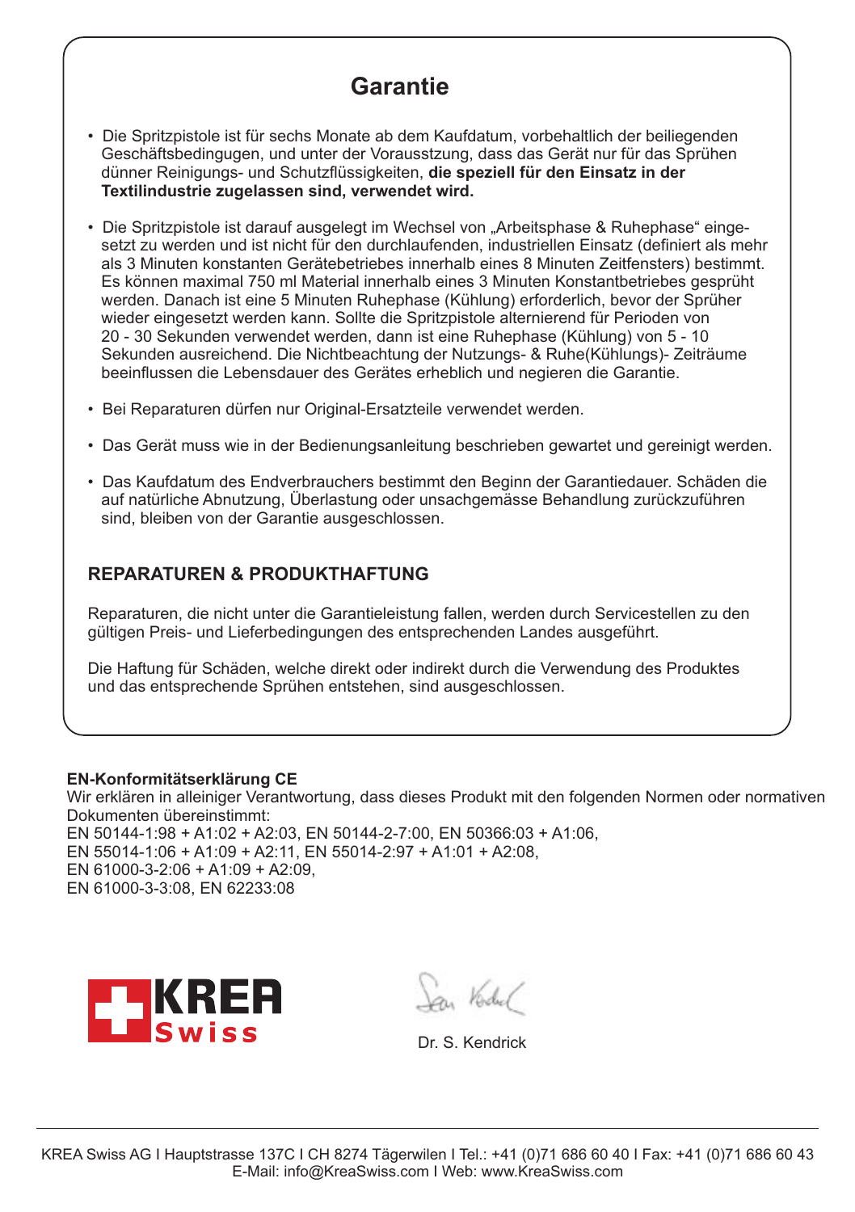# Garantie

- Die Spritzpistole ist für sechs Monate ab dem Kaufdatum, vorbehaltlich der beiliegenden Geschäftsbedingugen, und unter der Vorausstzung, dass das Gerät nur für das Sprühen dünner Reinigungs- und Schutzflüssigkeiten, **die speziell für den Einsatz in der Textilindustrie zugelassen sind, verwendet wird.**

- Die Spritzpistole ist darauf ausgelegt im Wechsel von „Arbeitsphase & Ruhephase" eingesetzt zu werden und ist nicht für den durchlaufenden, industriellen Einsatz (definiert als mehr als 3 Minuten konstanten Gerätebetriebes innerhalb eines 8 Minuten Zeitfensters) bestimmt. Es können maximal 750 ml Material innerhalb eines 3 Minuten Konstantbetriebes gesprüht werden. Danach ist eine 5 Minuten Ruhephase (Kühlung) erforderlich, bevor der Sprüher wieder eingesetzt werden kann. Sollte die Spritzpistole alternierend für Perioden von 20 - 30 Sekunden verwendet werden, dann ist eine Ruhephase (Kühlung) von 5 - 10 Sekunden ausreichend. Die Nichtbeachtung der Nutzungs- & Ruhe(Kühlungs)- Zeiträume beeinflussen die Lebensdauer des Gerätes erheblich und negieren die Garantie.

- Bei Reparaturen dürfen nur Original-Ersatzteile verwendet werden.

- Das Gerät muss wie in der Bedienungsanleitung beschrieben gewartet und gereinigt werden.

- Das Kaufdatum des Endverbrauchers bestimmt den Beginn der Garantiedauer. Schäden die auf natürliche Abnutzung, Überlastung oder unsachgemässe Behandlung zurückzuführen sind, bleiben von der Garantie ausgeschlossen.

## REPARATUREN & PRODUKTHAFTUNG

Reparaturen, die nicht unter die Garantieleistung fallen, werden durch Servicestellen zu den gültigen Preis- und Lieferbedingungen des entsprechenden Landes ausgeführt.

Die Haftung für Schäden, welche direkt oder indirekt durch die Verwendung des Produktes und das entsprechende Sprühen entstehen, sind ausgeschlossen.

**EN-Konformitätserklärung CE**
Wir erklären in alleiniger Verantwortung, dass dieses Produkt mit den folgenden Normen oder normativen Dokumenten übereinstimmt:
EN 50144-1:98 + A1:02 + A2:03, EN 50144-2-7:00, EN 50366:03 + A1:06,
EN 55014-1:06 + A1:09 + A2:11, EN 55014-2:97 + A1:01 + A2:08,
EN 61000-3-2:06 + A1:09 + A2:09,
EN 61000-3-3:08, EN 62233:08

KREA Swiss

Dr. S. Kendrick

KREA Swiss AG I Hauptstrasse 137C I CH 8274 Tägerwilen I Tel.: +41 (0)71 686 60 40 I Fax: +41 (0)71 686 60 43
E-Mail: info@KreaSwiss.com I Web: www.KreaSwiss.com